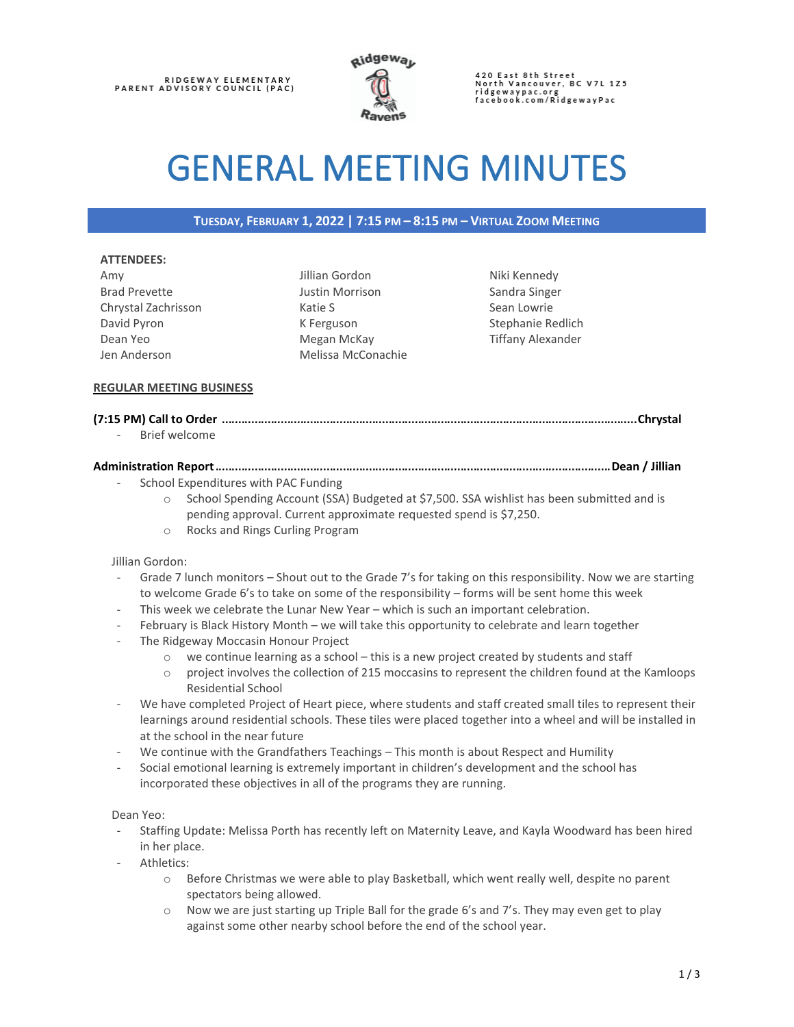RIDGEWAY ELEMENTARY
PARENT ADVISORY COUNCIL (PAC)

420 East 8th Street
North Vancouver, BC V7L 1Z5
ridgewaypac.org
facebook.com/RidgewayPac

# GENERAL MEETING MINUTES

**TUESDAY, FEBRUARY 1, 2022 | 7:15 PM – 8:15 PM – VIRTUAL ZOOM MEETING**

**ATTENDEES:**

| | | |
|---|---|---|
| Amy | Jillian Gordon | Niki Kennedy |
| Brad Prevette | Justin Morrison | Sandra Singer |
| Chrystal Zachrisson | Katie S | Sean Lowrie |
| David Pyron | K Ferguson | Stephanie Redlich |
| Dean Yeo | Megan McKay | Tiffany Alexander |
| Jen Anderson | Melissa McConachie | |

**REGULAR MEETING BUSINESS**

**(7:15 PM) Call to Order ……………………………………………………………………………… Chrystal**

- Brief welcome

**Administration Report ……………………………………………………………………………… Dean / Jillian**

- School Expenditures with PAC Funding
  - School Spending Account (SSA) Budgeted at $7,500. SSA wishlist has been submitted and is pending approval. Current approximate requested spend is $7,250.
  - Rocks and Rings Curling Program

Jillian Gordon:

- Grade 7 lunch monitors – Shout out to the Grade 7's for taking on this responsibility. Now we are starting to welcome Grade 6's to take on some of the responsibility – forms will be sent home this week
- This week we celebrate the Lunar New Year – which is such an important celebration.
- February is Black History Month – we will take this opportunity to celebrate and learn together
- The Ridgeway Moccasin Honour Project
  - we continue learning as a school – this is a new project created by students and staff
  - project involves the collection of 215 moccasins to represent the children found at the Kamloops Residential School
- We have completed Project of Heart piece, where students and staff created small tiles to represent their learnings around residential schools. These tiles were placed together into a wheel and will be installed in at the school in the near future
- We continue with the Grandfathers Teachings – This month is about Respect and Humility
- Social emotional learning is extremely important in children's development and the school has incorporated these objectives in all of the programs they are running.

Dean Yeo:

- Staffing Update: Melissa Porth has recently left on Maternity Leave, and Kayla Woodward has been hired in her place.
- Athletics:
  - Before Christmas we were able to play Basketball, which went really well, despite no parent spectators being allowed.
  - Now we are just starting up Triple Ball for the grade 6's and 7's. They may even get to play against some other nearby school before the end of the school year.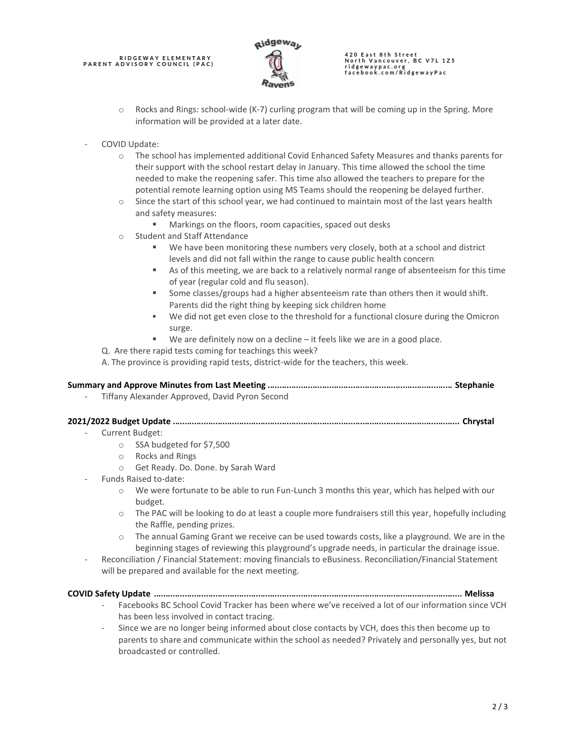- Rocks and Rings: school-wide (K-7) curling program that will be coming up in the Spring. More information will be provided at a later date.

- COVID Update:
  - The school has implemented additional Covid Enhanced Safety Measures and thanks parents for their support with the school restart delay in January. This time allowed the school the time needed to make the reopening safer. This time also allowed the teachers to prepare for the potential remote learning option using MS Teams should the reopening be delayed further.
  - Since the start of this school year, we had continued to maintain most of the last years health and safety measures:
    - Markings on the floors, room capacities, spaced out desks
  - Student and Staff Attendance
    - We have been monitoring these numbers very closely, both at a school and district levels and did not fall within the range to cause public health concern
    - As of this meeting, we are back to a relatively normal range of absenteeism for this time of year (regular cold and flu season).
    - Some classes/groups had a higher absenteeism rate than others then it would shift. Parents did the right thing by keeping sick children home
    - We did not get even close to the threshold for a functional closure during the Omicron surge.
    - We are definitely now on a decline – it feels like we are in a good place.

  Q. Are there rapid tests coming for teachings this week?

  A. The province is providing rapid tests, district-wide for the teachers, this week.

**Summary and Approve Minutes from Last Meeting ……………………………………………………………………… Stephanie**

- Tiffany Alexander Approved, David Pyron Second

**2021/2022 Budget Update …………………………………………………………………………………………………….. Chrystal**

- Current Budget:
  - SSA budgeted for $7,500
  - Rocks and Rings
  - Get Ready. Do. Done. by Sarah Ward
- Funds Raised to-date:
  - We were fortunate to be able to run Fun-Lunch 3 months this year, which has helped with our budget.
  - The PAC will be looking to do at least a couple more fundraisers still this year, hopefully including the Raffle, pending prizes.
  - The annual Gaming Grant we receive can be used towards costs, like a playground. We are in the beginning stages of reviewing this playground's upgrade needs, in particular the drainage issue.
- Reconciliation / Financial Statement: moving financials to eBusiness. Reconciliation/Financial Statement will be prepared and available for the next meeting.

**COVID Safety Update …………………………………………………………………………………………………………….. Melissa**

- Facebooks BC School Covid Tracker has been where we've received a lot of our information since VCH has been less involved in contact tracing.
- Since we are no longer being informed about close contacts by VCH, does this then become up to parents to share and communicate within the school as needed? Privately and personally yes, but not broadcasted or controlled.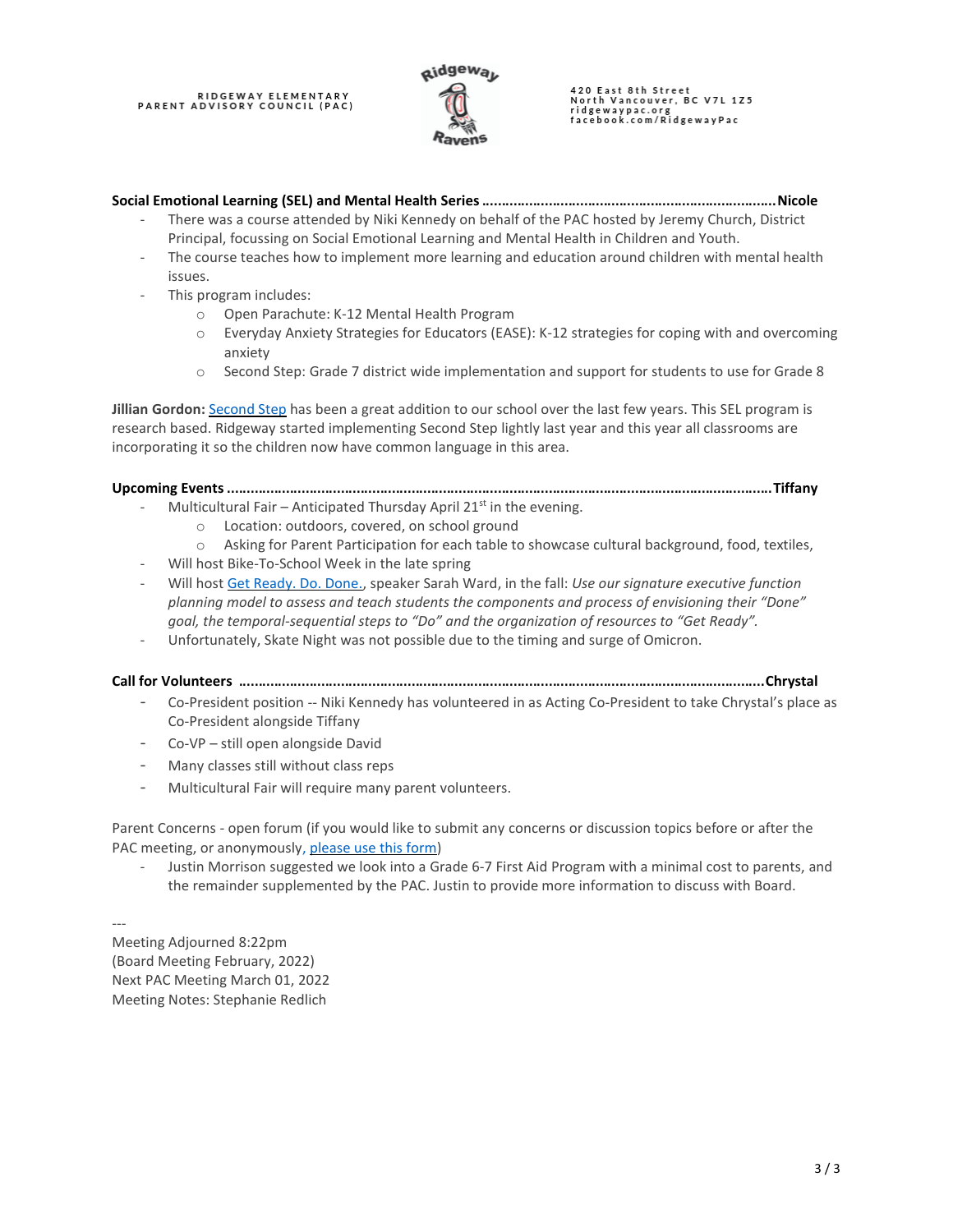RIDGEWAY ELEMENTARY
PARENT ADVISORY COUNCIL (PAC)

420 East 8th Street
North Vancouver, BC V7L 1Z5
ridgewaypac.org
facebook.com/RidgewayPac

**Social Emotional Learning (SEL) and Mental Health Series ………………………………………………………………Nicole**

- There was a course attended by Niki Kennedy on behalf of the PAC hosted by Jeremy Church, District Principal, focussing on Social Emotional Learning and Mental Health in Children and Youth.
- The course teaches how to implement more learning and education around children with mental health issues.
- This program includes:
  - Open Parachute: K-12 Mental Health Program
  - Everyday Anxiety Strategies for Educators (EASE): K-12 strategies for coping with and overcoming anxiety
  - Second Step: Grade 7 district wide implementation and support for students to use for Grade 8

**Jillian Gordon:** Second Step has been a great addition to our school over the last few years. This SEL program is research based. Ridgeway started implementing Second Step lightly last year and this year all classrooms are incorporating it so the children now have common language in this area.

**Upcoming Events ……………………………………………………………………………………………………………………Tiffany**

- Multicultural Fair – Anticipated Thursday April 21st in the evening.
  - Location: outdoors, covered, on school ground
  - Asking for Parent Participation for each table to showcase cultural background, food, textiles,
- Will host Bike-To-School Week in the late spring
- Will host Get Ready. Do. Done., speaker Sarah Ward, in the fall: *Use our signature executive function planning model to assess and teach students the components and process of envisioning their "Done" goal, the temporal-sequential steps to "Do" and the organization of resources to "Get Ready".*
- Unfortunately, Skate Night was not possible due to the timing and surge of Omicron.

**Call for Volunteers ……………………………………………………………………………………………………………Chrystal**

- Co-President position -- Niki Kennedy has volunteered in as Acting Co-President to take Chrystal's place as Co-President alongside Tiffany
- Co-VP – still open alongside David
- Many classes still without class reps
- Multicultural Fair will require many parent volunteers.

Parent Concerns - open forum (if you would like to submit any concerns or discussion topics before or after the PAC meeting, or anonymously, please use this form)

- Justin Morrison suggested we look into a Grade 6-7 First Aid Program with a minimal cost to parents, and the remainder supplemented by the PAC. Justin to provide more information to discuss with Board.

---

Meeting Adjourned 8:22pm
(Board Meeting February, 2022)
Next PAC Meeting March 01, 2022
Meeting Notes: Stephanie Redlich